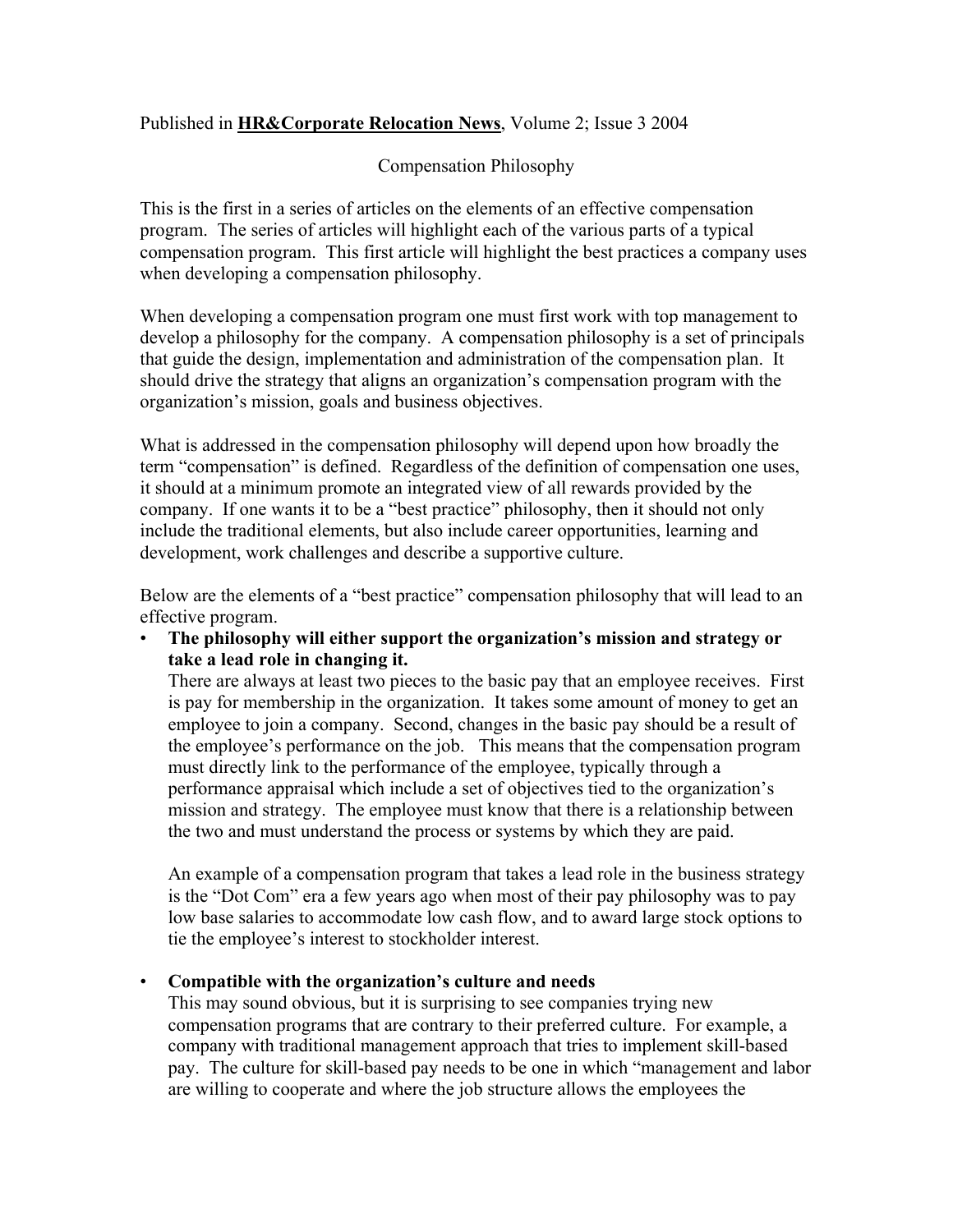Published in **HR&Corporate Relocation News**, Volume 2; Issue 3 2004

# Compensation Philosophy

This is the first in a series of articles on the elements of an effective compensation program. The series of articles will highlight each of the various parts of a typical compensation program. This first article will highlight the best practices a company uses when developing a compensation philosophy.

When developing a compensation program one must first work with top management to develop a philosophy for the company. A compensation philosophy is a set of principals that guide the design, implementation and administration of the compensation plan. It should drive the strategy that aligns an organization's compensation program with the organization's mission, goals and business objectives.

What is addressed in the compensation philosophy will depend upon how broadly the term "compensation" is defined. Regardless of the definition of compensation one uses, it should at a minimum promote an integrated view of all rewards provided by the company. If one wants it to be a "best practice" philosophy, then it should not only include the traditional elements, but also include career opportunities, learning and development, work challenges and describe a supportive culture.

Below are the elements of a "best practice" compensation philosophy that will lead to an effective program.

- **The philosophy will either support the organization's mission and strategy or take a lead role in changing it.**
  There are always at least two pieces to the basic pay that an employee receives. First is pay for membership in the organization. It takes some amount of money to get an employee to join a company. Second, changes in the basic pay should be a result of the employee's performance on the job. This means that the compensation program must directly link to the performance of the employee, typically through a performance appraisal which include a set of objectives tied to the organization's mission and strategy. The employee must know that there is a relationship between the two and must understand the process or systems by which they are paid.

  An example of a compensation program that takes a lead role in the business strategy is the "Dot Com" era a few years ago when most of their pay philosophy was to pay low base salaries to accommodate low cash flow, and to award large stock options to tie the employee's interest to stockholder interest.

- **Compatible with the organization's culture and needs**
  This may sound obvious, but it is surprising to see companies trying new compensation programs that are contrary to their preferred culture. For example, a company with traditional management approach that tries to implement skill-based pay. The culture for skill-based pay needs to be one in which "management and labor are willing to cooperate and where the job structure allows the employees the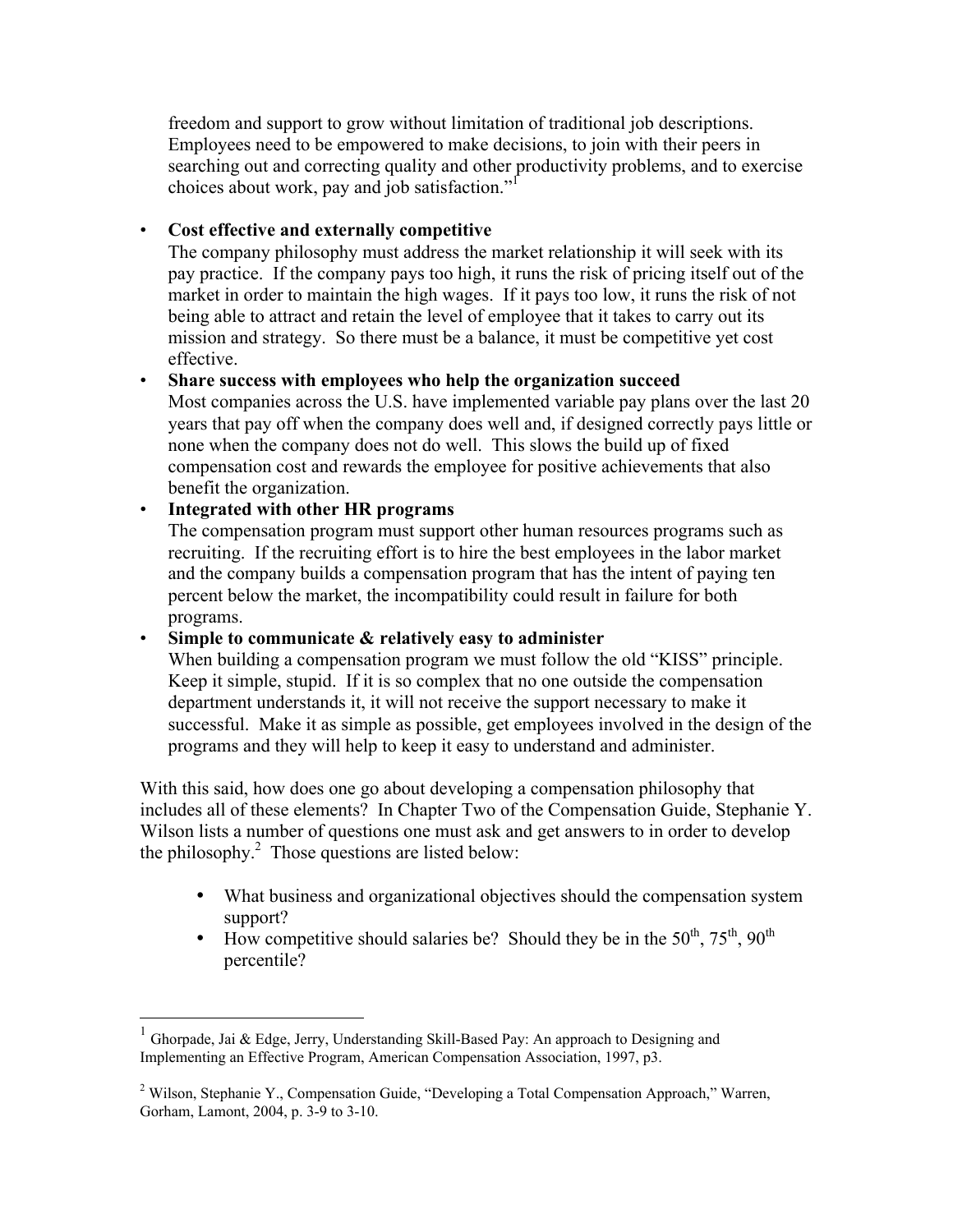freedom and support to grow without limitation of traditional job descriptions. Employees need to be empowered to make decisions, to join with their peers in searching out and correcting quality and other productivity problems, and to exercise choices about work, pay and job satisfaction."[1]

- **Cost effective and externally competitive**
  The company philosophy must address the market relationship it will seek with its pay practice. If the company pays too high, it runs the risk of pricing itself out of the market in order to maintain the high wages. If it pays too low, it runs the risk of not being able to attract and retain the level of employee that it takes to carry out its mission and strategy. So there must be a balance, it must be competitive yet cost effective.
- **Share success with employees who help the organization succeed**
  Most companies across the U.S. have implemented variable pay plans over the last 20 years that pay off when the company does well and, if designed correctly pays little or none when the company does not do well. This slows the build up of fixed compensation cost and rewards the employee for positive achievements that also benefit the organization.
- **Integrated with other HR programs**
  The compensation program must support other human resources programs such as recruiting. If the recruiting effort is to hire the best employees in the labor market and the company builds a compensation program that has the intent of paying ten percent below the market, the incompatibility could result in failure for both programs.
- **Simple to communicate & relatively easy to administer**
  When building a compensation program we must follow the old "KISS" principle. Keep it simple, stupid. If it is so complex that no one outside the compensation department understands it, it will not receive the support necessary to make it successful. Make it as simple as possible, get employees involved in the design of the programs and they will help to keep it easy to understand and administer.

With this said, how does one go about developing a compensation philosophy that includes all of these elements? In Chapter Two of the Compensation Guide, Stephanie Y. Wilson lists a number of questions one must ask and get answers to in order to develop the philosophy.[2] Those questions are listed below:

- What business and organizational objectives should the compensation system support?
- How competitive should salaries be? Should they be in the 50th, 75th, 90th percentile?

---

[1] Ghorpade, Jai & Edge, Jerry, Understanding Skill-Based Pay: An approach to Designing and Implementing an Effective Program, American Compensation Association, 1997, p3.

[2] Wilson, Stephanie Y., Compensation Guide, "Developing a Total Compensation Approach," Warren, Gorham, Lamont, 2004, p. 3-9 to 3-10.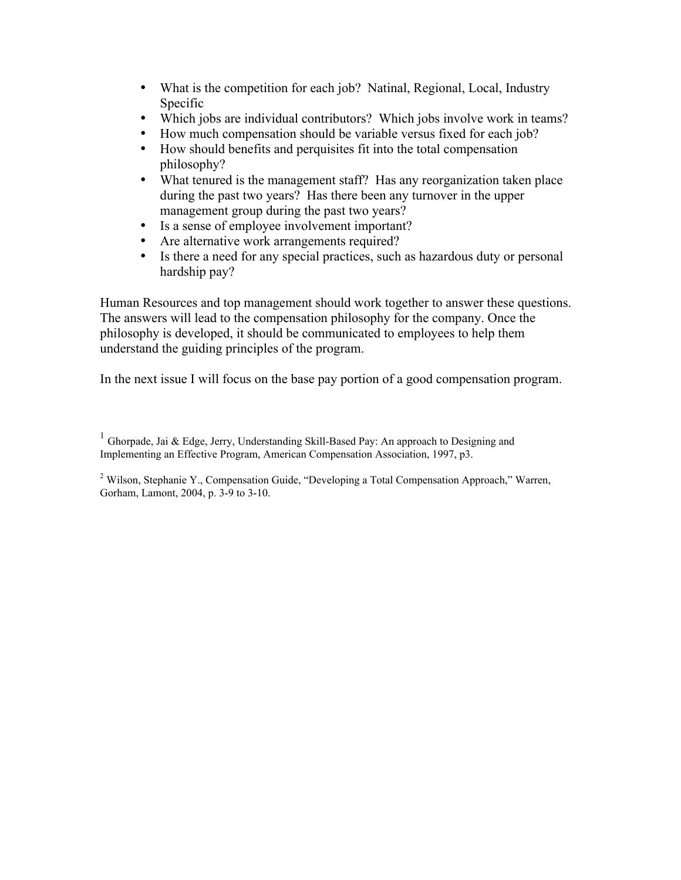- What is the competition for each job? Natinal, Regional, Local, Industry Specific
- Which jobs are individual contributors? Which jobs involve work in teams?
- How much compensation should be variable versus fixed for each job?
- How should benefits and perquisites fit into the total compensation philosophy?
- What tenured is the management staff? Has any reorganization taken place during the past two years? Has there been any turnover in the upper management group during the past two years?
- Is a sense of employee involvement important?
- Are alternative work arrangements required?
- Is there a need for any special practices, such as hazardous duty or personal hardship pay?

Human Resources and top management should work together to answer these questions. The answers will lead to the compensation philosophy for the company. Once the philosophy is developed, it should be communicated to employees to help them understand the guiding principles of the program.

In the next issue I will focus on the base pay portion of a good compensation program.

[1] Ghorpade, Jai & Edge, Jerry, Understanding Skill-Based Pay: An approach to Designing and Implementing an Effective Program, American Compensation Association, 1997, p3.

[2] Wilson, Stephanie Y., Compensation Guide, "Developing a Total Compensation Approach," Warren, Gorham, Lamont, 2004, p. 3-9 to 3-10.